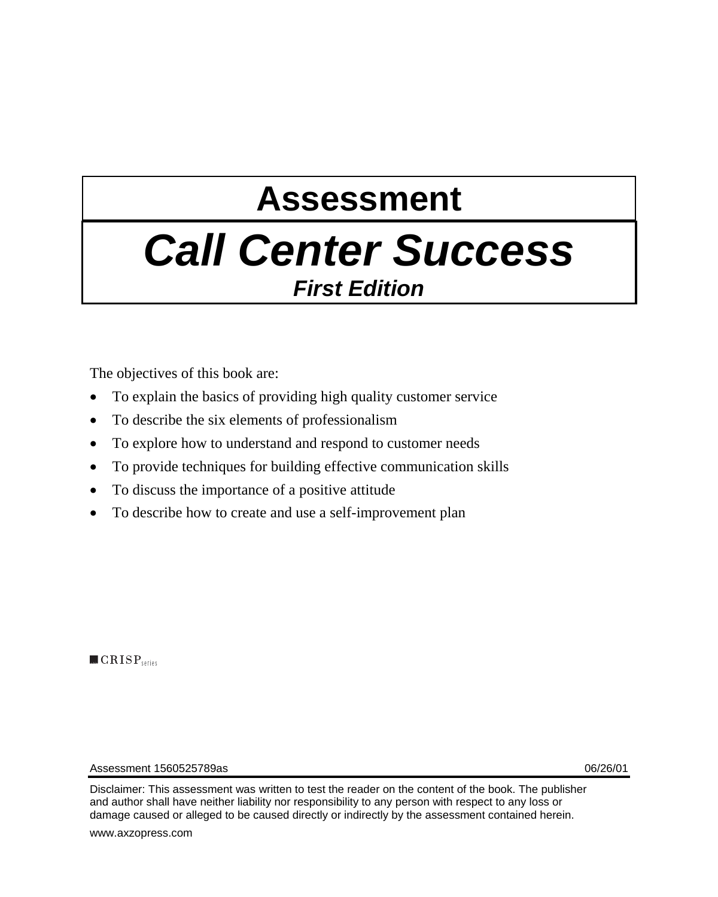# Assessment

# *Call Center Success*

***First Edition***

The objectives of this book are:

- To explain the basics of providing high quality customer service
- To describe the six elements of professionalism
- To explore how to understand and respond to customer needs
- To provide techniques for building effective communication skills
- To discuss the importance of a positive attitude
- To describe how to create and use a self-improvement plan

CRISP series

Assessment 1560525789as 06/26/01

Disclaimer: This assessment was written to test the reader on the content of the book. The publisher and author shall have neither liability nor responsibility to any person with respect to any loss or damage caused or alleged to be caused directly or indirectly by the assessment contained herein.

www.axzopress.com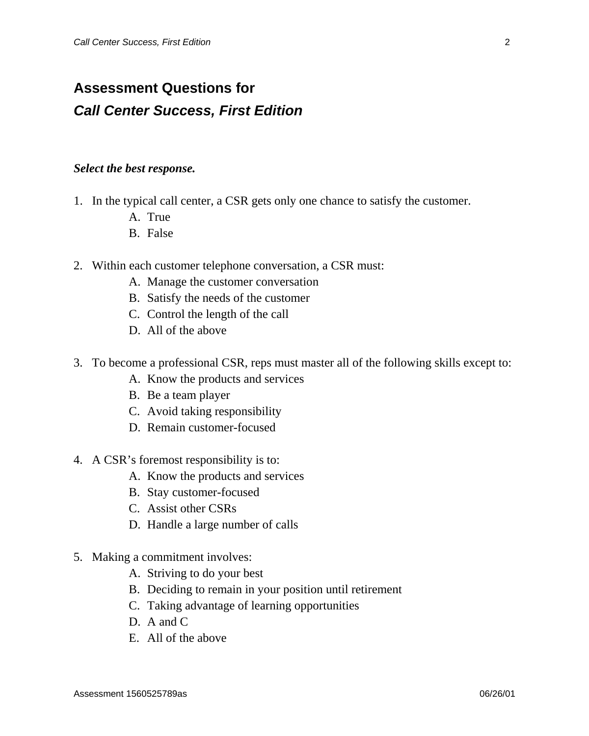# Assessment Questions for *Call Center Success, First Edition*

***Select the best response.***

1. In the typical call center, a CSR gets only one chance to satisfy the customer.
   - A. True
   - B. False

2. Within each customer telephone conversation, a CSR must:
   - A. Manage the customer conversation
   - B. Satisfy the needs of the customer
   - C. Control the length of the call
   - D. All of the above

3. To become a professional CSR, reps must master all of the following skills except to:
   - A. Know the products and services
   - B. Be a team player
   - C. Avoid taking responsibility
   - D. Remain customer-focused

4. A CSR's foremost responsibility is to:
   - A. Know the products and services
   - B. Stay customer-focused
   - C. Assist other CSRs
   - D. Handle a large number of calls

5. Making a commitment involves:
   - A. Striving to do your best
   - B. Deciding to remain in your position until retirement
   - C. Taking advantage of learning opportunities
   - D. A and C
   - E. All of the above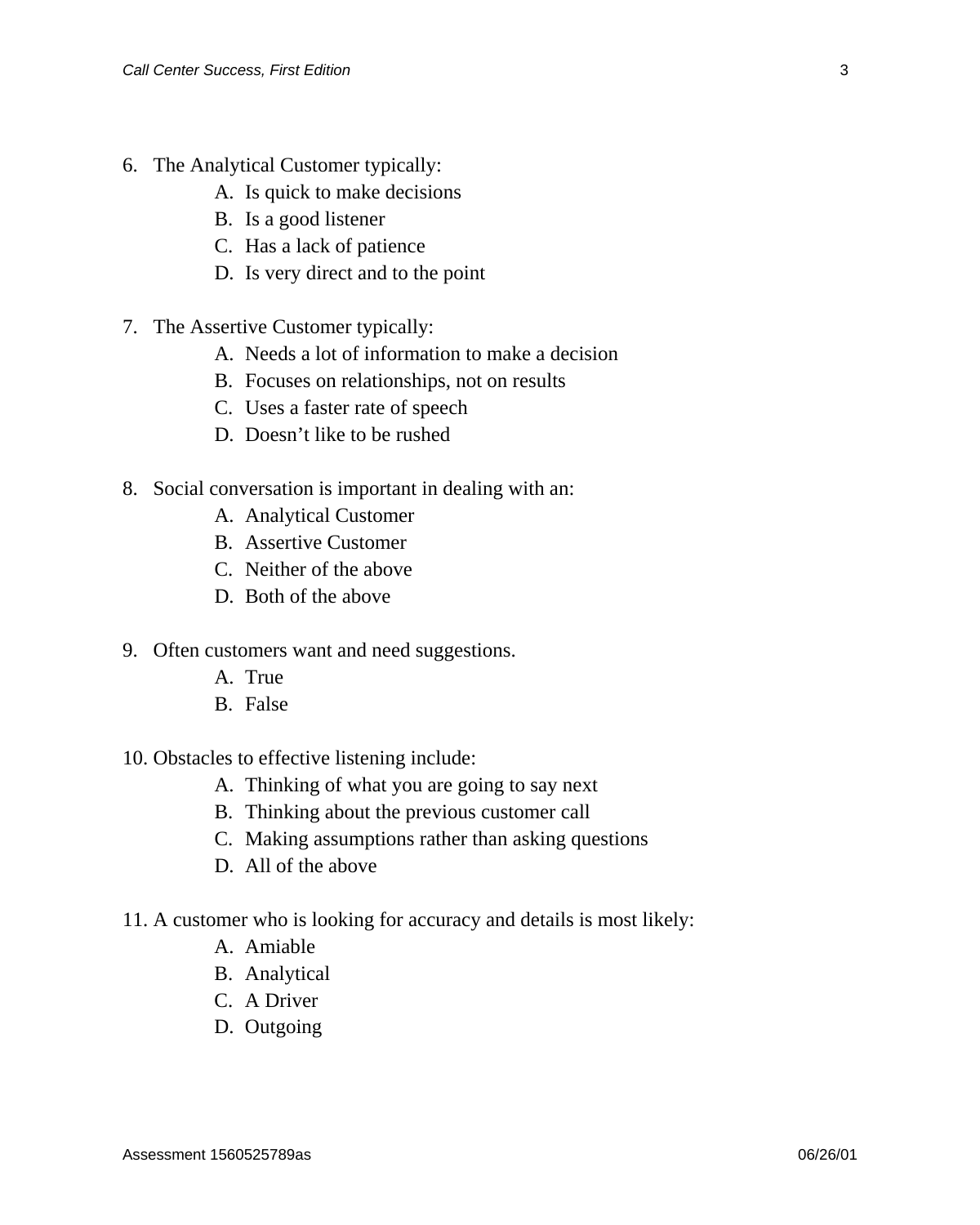6. The Analytical Customer typically:
   A. Is quick to make decisions
   B. Is a good listener
   C. Has a lack of patience
   D. Is very direct and to the point

7. The Assertive Customer typically:
   A. Needs a lot of information to make a decision
   B. Focuses on relationships, not on results
   C. Uses a faster rate of speech
   D. Doesn't like to be rushed

8. Social conversation is important in dealing with an:
   A. Analytical Customer
   B. Assertive Customer
   C. Neither of the above
   D. Both of the above

9. Often customers want and need suggestions.
   A. True
   B. False

10. Obstacles to effective listening include:
    A. Thinking of what you are going to say next
    B. Thinking about the previous customer call
    C. Making assumptions rather than asking questions
    D. All of the above

11. A customer who is looking for accuracy and details is most likely:
    A. Amiable
    B. Analytical
    C. A Driver
    D. Outgoing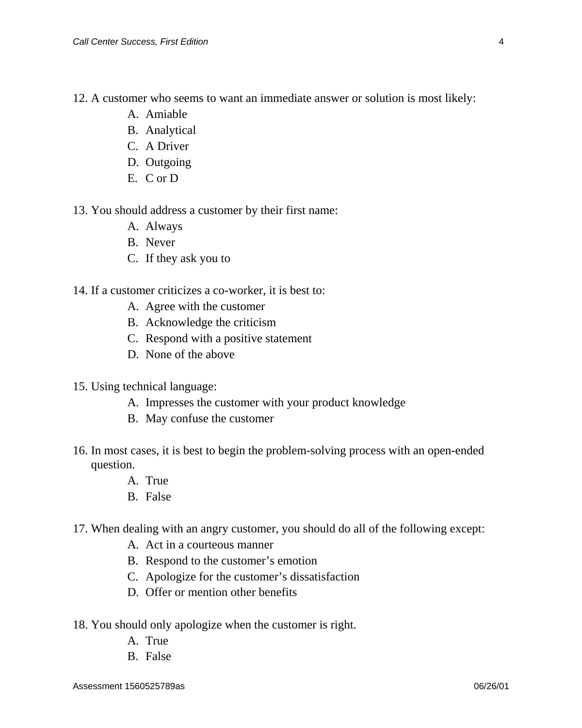12. A customer who seems to want an immediate answer or solution is most likely:
    A. Amiable
    B. Analytical
    C. A Driver
    D. Outgoing
    E. C or D

13. You should address a customer by their first name:
    A. Always
    B. Never
    C. If they ask you to

14. If a customer criticizes a co-worker, it is best to:
    A. Agree with the customer
    B. Acknowledge the criticism
    C. Respond with a positive statement
    D. None of the above

15. Using technical language:
    A. Impresses the customer with your product knowledge
    B. May confuse the customer

16. In most cases, it is best to begin the problem-solving process with an open-ended question.
    A. True
    B. False

17. When dealing with an angry customer, you should do all of the following except:
    A. Act in a courteous manner
    B. Respond to the customer's emotion
    C. Apologize for the customer's dissatisfaction
    D. Offer or mention other benefits

18. You should only apologize when the customer is right.
    A. True
    B. False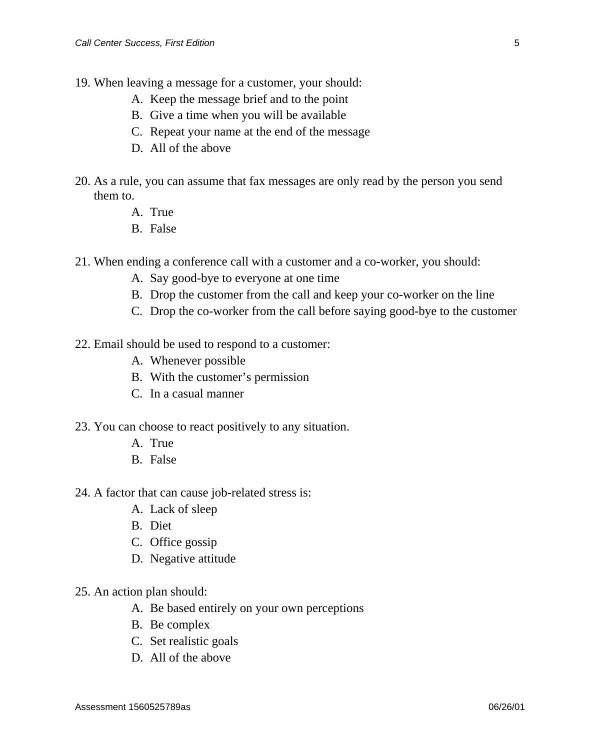19. When leaving a message for a customer, your should:
    - A. Keep the message brief and to the point
    - B. Give a time when you will be available
    - C. Repeat your name at the end of the message
    - D. All of the above

20. As a rule, you can assume that fax messages are only read by the person you send them to.
    - A. True
    - B. False

21. When ending a conference call with a customer and a co-worker, you should:
    - A. Say good-bye to everyone at one time
    - B. Drop the customer from the call and keep your co-worker on the line
    - C. Drop the co-worker from the call before saying good-bye to the customer

22. Email should be used to respond to a customer:
    - A. Whenever possible
    - B. With the customer's permission
    - C. In a casual manner

23. You can choose to react positively to any situation.
    - A. True
    - B. False

24. A factor that can cause job-related stress is:
    - A. Lack of sleep
    - B. Diet
    - C. Office gossip
    - D. Negative attitude

25. An action plan should:
    - A. Be based entirely on your own perceptions
    - B. Be complex
    - C. Set realistic goals
    - D. All of the above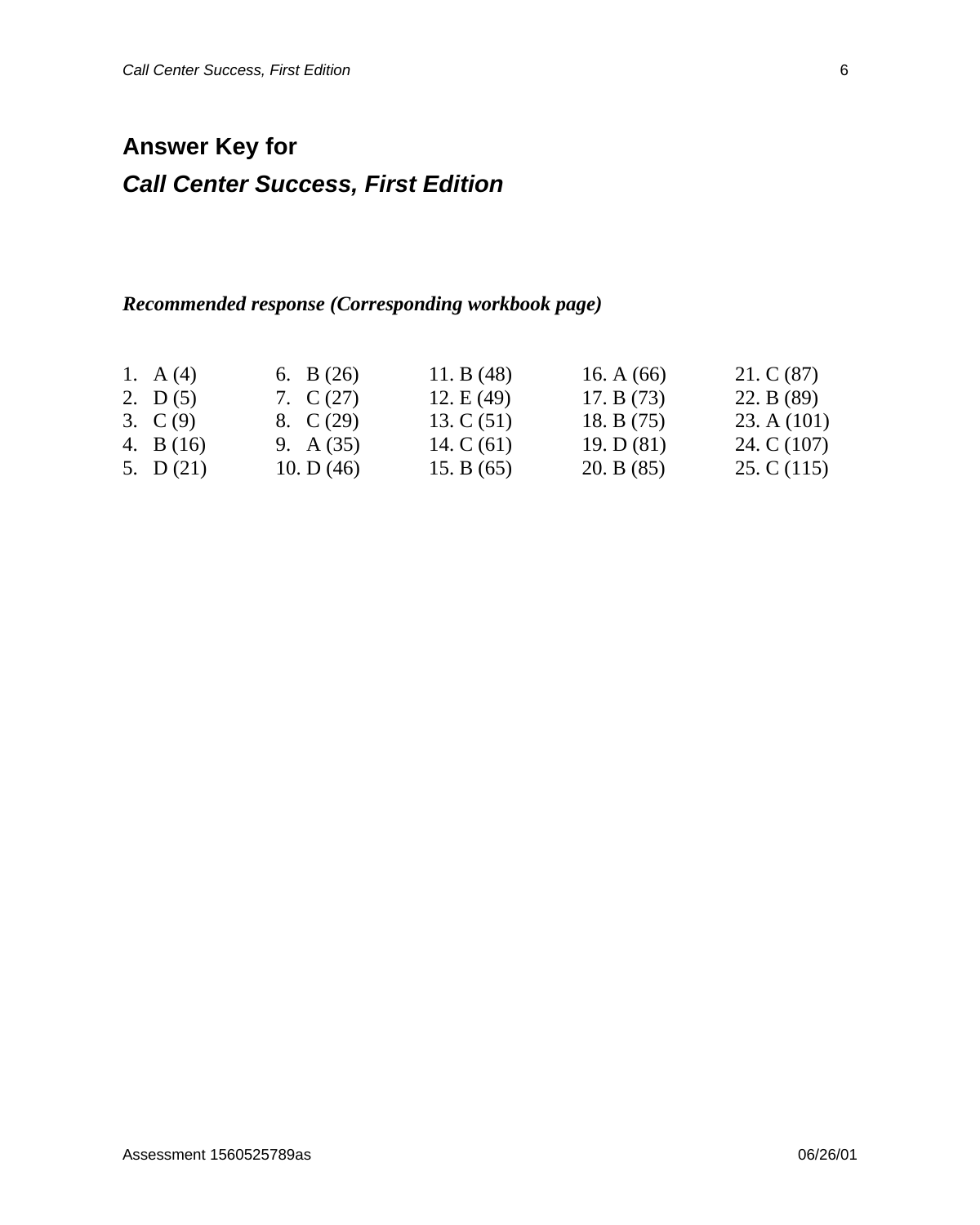# Answer Key for
# *Call Center Success, First Edition*

***Recommended response (Corresponding workbook page)***

| | | | | |
|---|---|---|---|---|
| 1. A (4) | 6. B (26) | 11. B (48) | 16. A (66) | 21. C (87) |
| 2. D (5) | 7. C (27) | 12. E (49) | 17. B (73) | 22. B (89) |
| 3. C (9) | 8. C (29) | 13. C (51) | 18. B (75) | 23. A (101) |
| 4. B (16) | 9. A (35) | 14. C (61) | 19. D (81) | 24. C (107) |
| 5. D (21) | 10. D (46) | 15. B (65) | 20. B (85) | 25. C (115) |

Assessment 1560525789as 06/26/01